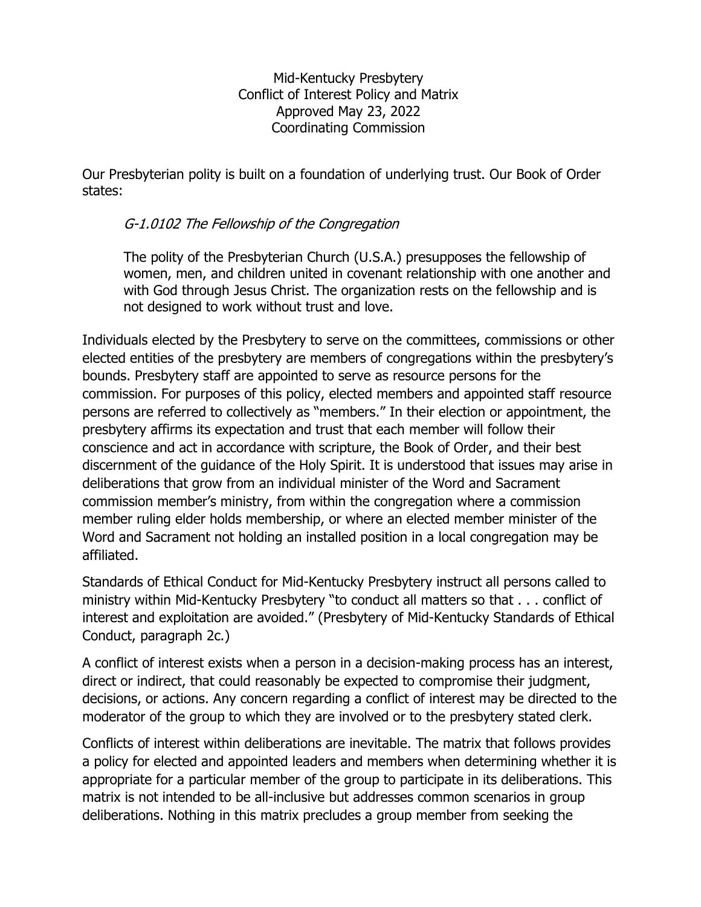Mid-Kentucky Presbytery
Conflict of Interest Policy and Matrix
Approved May 23, 2022
Coordinating Commission

Our Presbyterian polity is built on a foundation of underlying trust. Our Book of Order states:

> *G-1.0102 The Fellowship of the Congregation*
>
> The polity of the Presbyterian Church (U.S.A.) presupposes the fellowship of women, men, and children united in covenant relationship with one another and with God through Jesus Christ. The organization rests on the fellowship and is not designed to work without trust and love.

Individuals elected by the Presbytery to serve on the committees, commissions or other elected entities of the presbytery are members of congregations within the presbytery's bounds. Presbytery staff are appointed to serve as resource persons for the commission. For purposes of this policy, elected members and appointed staff resource persons are referred to collectively as "members." In their election or appointment, the presbytery affirms its expectation and trust that each member will follow their conscience and act in accordance with scripture, the Book of Order, and their best discernment of the guidance of the Holy Spirit. It is understood that issues may arise in deliberations that grow from an individual minister of the Word and Sacrament commission member's ministry, from within the congregation where a commission member ruling elder holds membership, or where an elected member minister of the Word and Sacrament not holding an installed position in a local congregation may be affiliated.

Standards of Ethical Conduct for Mid-Kentucky Presbytery instruct all persons called to ministry within Mid-Kentucky Presbytery "to conduct all matters so that . . . conflict of interest and exploitation are avoided." (Presbytery of Mid-Kentucky Standards of Ethical Conduct, paragraph 2c.)

A conflict of interest exists when a person in a decision-making process has an interest, direct or indirect, that could reasonably be expected to compromise their judgment, decisions, or actions. Any concern regarding a conflict of interest may be directed to the moderator of the group to which they are involved or to the presbytery stated clerk.

Conflicts of interest within deliberations are inevitable. The matrix that follows provides a policy for elected and appointed leaders and members when determining whether it is appropriate for a particular member of the group to participate in its deliberations. This matrix is not intended to be all-inclusive but addresses common scenarios in group deliberations. Nothing in this matrix precludes a group member from seeking the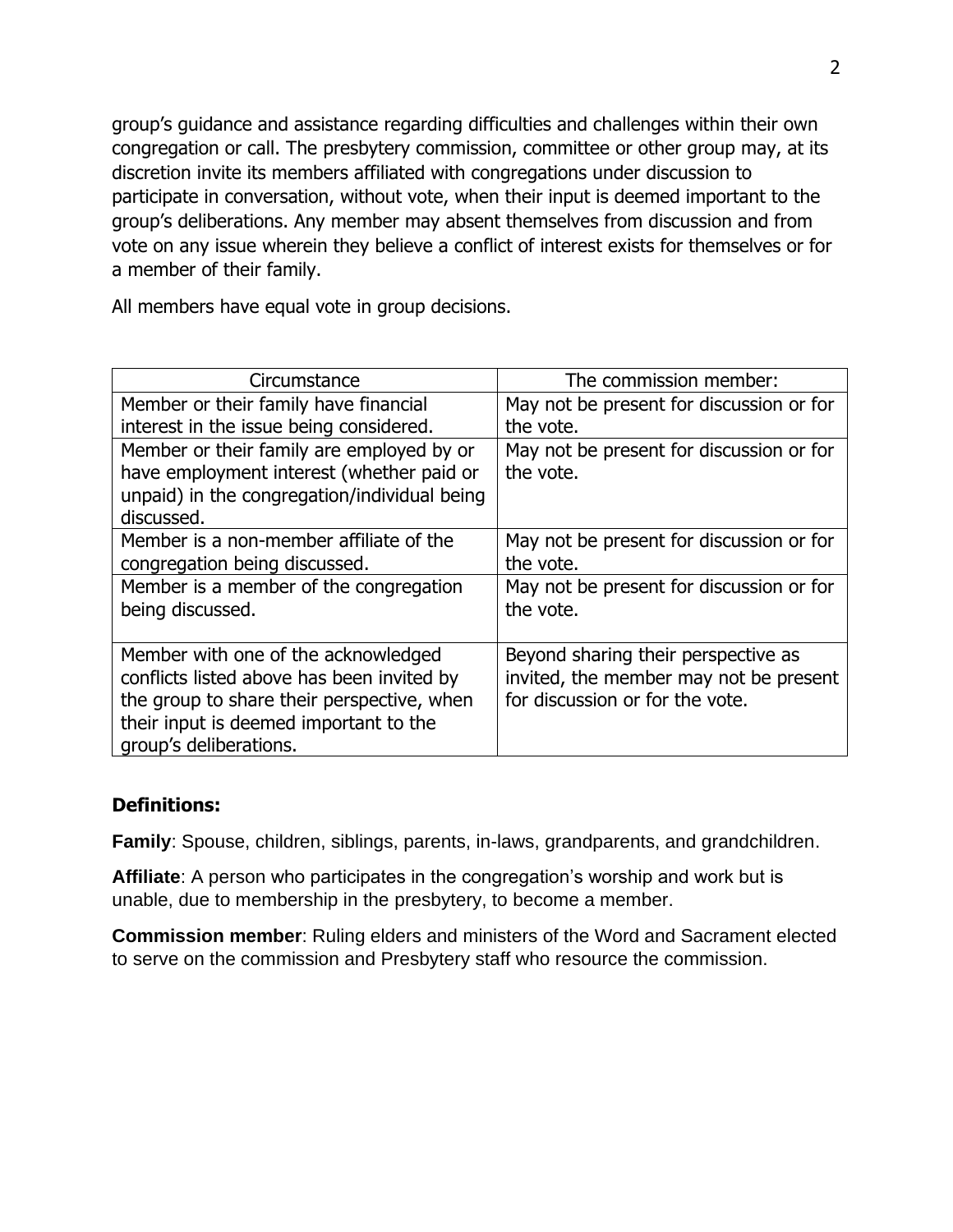group's guidance and assistance regarding difficulties and challenges within their own congregation or call. The presbytery commission, committee or other group may, at its discretion invite its members affiliated with congregations under discussion to participate in conversation, without vote, when their input is deemed important to the group's deliberations. Any member may absent themselves from discussion and from vote on any issue wherein they believe a conflict of interest exists for themselves or for a member of their family.

All members have equal vote in group decisions.

| Circumstance | The commission member: |
|---|---|
| Member or their family have financial interest in the issue being considered. | May not be present for discussion or for the vote. |
| Member or their family are employed by or have employment interest (whether paid or unpaid) in the congregation/individual being discussed. | May not be present for discussion or for the vote. |
| Member is a non-member affiliate of the congregation being discussed. | May not be present for discussion or for the vote. |
| Member is a member of the congregation being discussed. | May not be present for discussion or for the vote. |
| Member with one of the acknowledged conflicts listed above has been invited by the group to share their perspective, when their input is deemed important to the group's deliberations. | Beyond sharing their perspective as invited, the member may not be present for discussion or for the vote. |

**Definitions:**

**Family**: Spouse, children, siblings, parents, in-laws, grandparents, and grandchildren.

**Affiliate**: A person who participates in the congregation's worship and work but is unable, due to membership in the presbytery, to become a member.

**Commission member**: Ruling elders and ministers of the Word and Sacrament elected to serve on the commission and Presbytery staff who resource the commission.